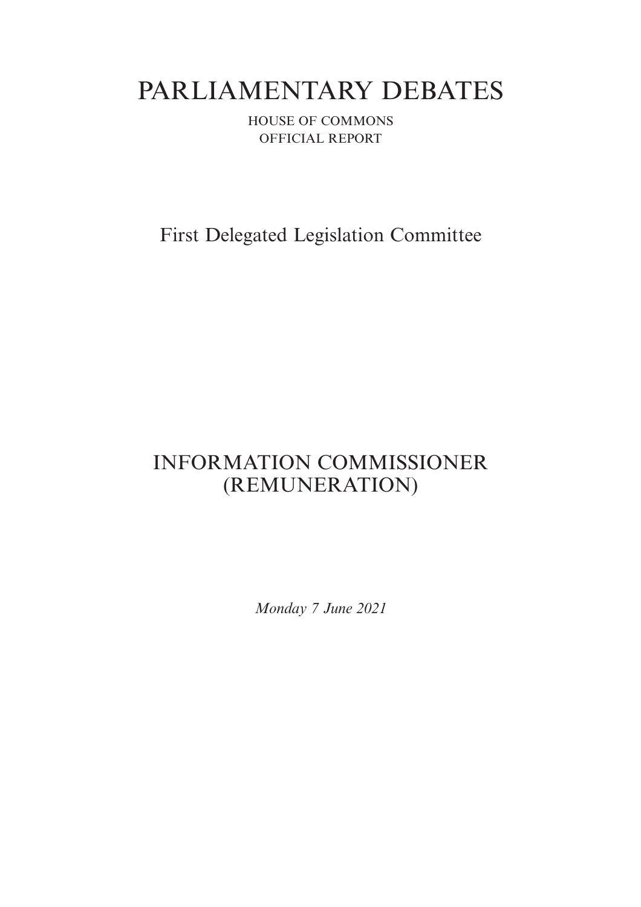# PARLIAMENTARY DEBATES

HOUSE OF COMMONS

OFFICIAL REPORT

## First Delegated Legislation Committee

## INFORMATION COMMISSIONER (REMUNERATION)

*Monday 7 June 2021*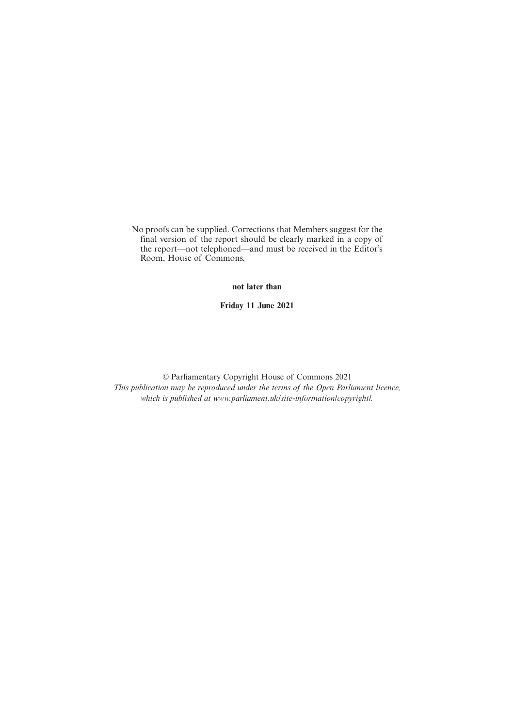No proofs can be supplied. Corrections that Members suggest for the final version of the report should be clearly marked in a copy of the report—not telephoned—and must be received in the Editor's Room, House of Commons,

**not later than**

**Friday 11 June 2021**

© Parliamentary Copyright House of Commons 2021
*This publication may be reproduced under the terms of the Open Parliament licence, which is published at www.parliament.uk/site-information/copyright/.*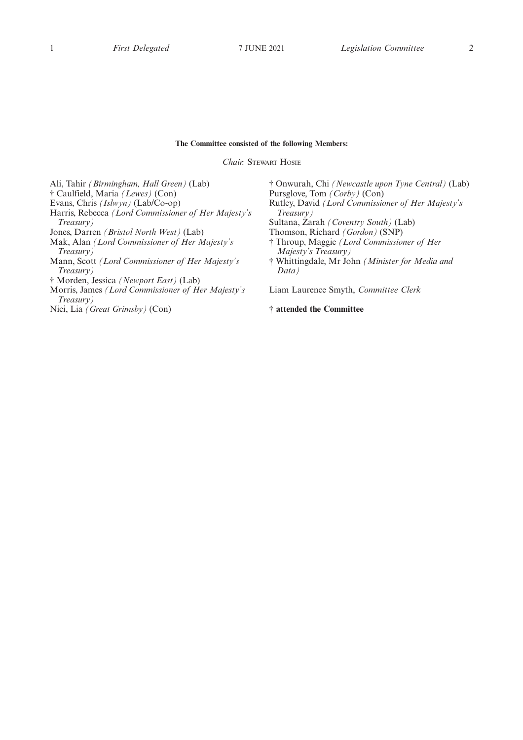**The Committee consisted of the following Members:**

*Chair:* Stewart Hosie

Ali, Tahir *(Birmingham, Hall Green)* (Lab)
† Caulfield, Maria *(Lewes)* (Con)
Evans, Chris *(Islwyn)* (Lab/Co-op)
Harris, Rebecca *(Lord Commissioner of Her Majesty's Treasury)*
Jones, Darren *(Bristol North West)* (Lab)
Mak, Alan *(Lord Commissioner of Her Majesty's Treasury)*
Mann, Scott *(Lord Commissioner of Her Majesty's Treasury)*
† Morden, Jessica *(Newport East)* (Lab)
Morris, James *(Lord Commissioner of Her Majesty's Treasury)*
Nici, Lia *(Great Grimsby)* (Con)
† Onwurah, Chi *(Newcastle upon Tyne Central)* (Lab)
Pursglove, Tom *(Corby)* (Con)
Rutley, David *(Lord Commissioner of Her Majesty's Treasury)*
Sultana, Zarah *(Coventry South)* (Lab)
Thomson, Richard *(Gordon)* (SNP)
† Throup, Maggie *(Lord Commissioner of Her Majesty's Treasury)*
† Whittingdale, Mr John *(Minister for Media and Data)*

Liam Laurence Smyth, *Committee Clerk*

**† attended the Committee**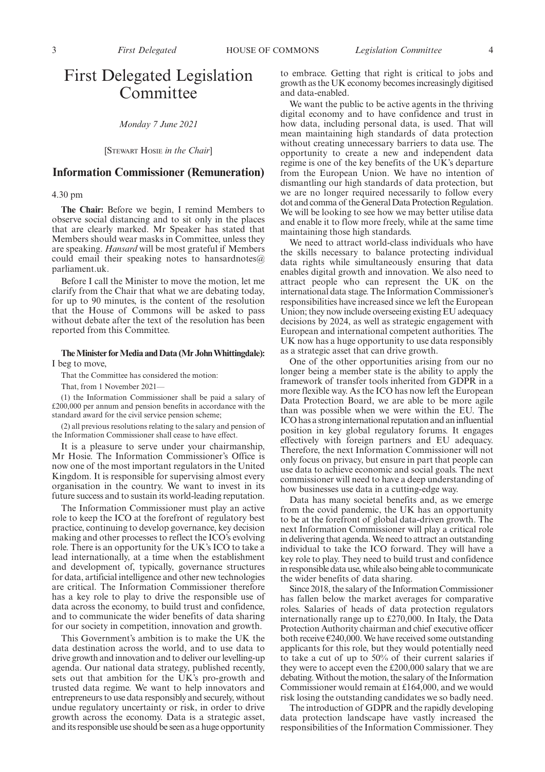# First Delegated Legislation Committee

*Monday 7 June 2021*

[STEWART HOSIE *in the Chair*]

## Information Commissioner (Remuneration)

4.30 pm

**The Chair:** Before we begin, I remind Members to observe social distancing and to sit only in the places that are clearly marked. Mr Speaker has stated that Members should wear masks in Committee, unless they are speaking. *Hansard* will be most grateful if Members could email their speaking notes to hansardnotes@parliament.uk.

Before I call the Minister to move the motion, let me clarify from the Chair that what we are debating today, for up to 90 minutes, is the content of the resolution that the House of Commons will be asked to pass without debate after the text of the resolution has been reported from this Committee.

**The Minister for Media and Data (Mr John Whittingdale):** I beg to move,

That the Committee has considered the motion:

That, from 1 November 2021—

(1) the Information Commissioner shall be paid a salary of £200,000 per annum and pension benefits in accordance with the standard award for the civil service pension scheme;

(2) all previous resolutions relating to the salary and pension of the Information Commissioner shall cease to have effect.

It is a pleasure to serve under your chairmanship, Mr Hosie. The Information Commissioner's Office is now one of the most important regulators in the United Kingdom. It is responsible for supervising almost every organisation in the country. We want to invest in its future success and to sustain its world-leading reputation.

The Information Commissioner must play an active role to keep the ICO at the forefront of regulatory best practice, continuing to develop governance, key decision making and other processes to reflect the ICO's evolving role. There is an opportunity for the UK's ICO to take a lead internationally, at a time when the establishment and development of, typically, governance structures for data, artificial intelligence and other new technologies are critical. The Information Commissioner therefore has a key role to play to drive the responsible use of data across the economy, to build trust and confidence, and to communicate the wider benefits of data sharing for our society in competition, innovation and growth.

This Government's ambition is to make the UK the data destination across the world, and to use data to drive growth and innovation and to deliver our levelling-up agenda. Our national data strategy, published recently, sets out that ambition for the UK's pro-growth and trusted data regime. We want to help innovators and entrepreneurs to use data responsibly and securely, without undue regulatory uncertainty or risk, in order to drive growth across the economy. Data is a strategic asset, and its responsible use should be seen as a huge opportunity to embrace. Getting that right is critical to jobs and growth as the UK economy becomes increasingly digitised and data-enabled.

We want the public to be active agents in the thriving digital economy and to have confidence and trust in how data, including personal data, is used. That will mean maintaining high standards of data protection without creating unnecessary barriers to data use. The opportunity to create a new and independent data regime is one of the key benefits of the UK's departure from the European Union. We have no intention of dismantling our high standards of data protection, but we are no longer required necessarily to follow every dot and comma of the General Data Protection Regulation. We will be looking to see how we may better utilise data and enable it to flow more freely, while at the same time maintaining those high standards.

We need to attract world-class individuals who have the skills necessary to balance protecting individual data rights while simultaneously ensuring that data enables digital growth and innovation. We also need to attract people who can represent the UK on the international data stage. The Information Commissioner's responsibilities have increased since we left the European Union; they now include overseeing existing EU adequacy decisions by 2024, as well as strategic engagement with European and international competent authorities. The UK now has a huge opportunity to use data responsibly as a strategic asset that can drive growth.

One of the other opportunities arising from our no longer being a member state is the ability to apply the framework of transfer tools inherited from GDPR in a more flexible way. As the ICO has now left the European Data Protection Board, we are able to be more agile than was possible when we were within the EU. The ICO has a strong international reputation and an influential position in key global regulatory forums. It engages effectively with foreign partners and EU adequacy. Therefore, the next Information Commissioner will not only focus on privacy, but ensure in part that people can use data to achieve economic and social goals. The next commissioner will need to have a deep understanding of how businesses use data in a cutting-edge way.

Data has many societal benefits and, as we emerge from the covid pandemic, the UK has an opportunity to be at the forefront of global data-driven growth. The next Information Commissioner will play a critical role in delivering that agenda. We need to attract an outstanding individual to take the ICO forward. They will have a key role to play. They need to build trust and confidence in responsible data use, while also being able to communicate the wider benefits of data sharing.

Since 2018, the salary of the Information Commissioner has fallen below the market averages for comparative roles. Salaries of heads of data protection regulators internationally range up to £270,000. In Italy, the Data Protection Authority chairman and chief executive officer both receive €240,000. We have received some outstanding applicants for this role, but they would potentially need to take a cut of up to 50% of their current salaries if they were to accept even the £200,000 salary that we are debating. Without the motion, the salary of the Information Commissioner would remain at £164,000, and we would risk losing the outstanding candidates we so badly need.

The introduction of GDPR and the rapidly developing data protection landscape have vastly increased the responsibilities of the Information Commissioner. They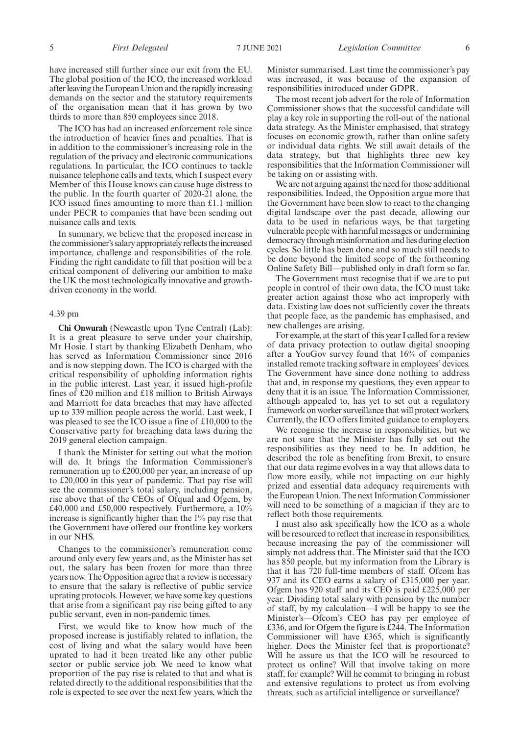have increased still further since our exit from the EU. The global position of the ICO, the increased workload after leaving the European Union and the rapidly increasing demands on the sector and the statutory requirements of the organisation mean that it has grown by two thirds to more than 850 employees since 2018.

The ICO has had an increased enforcement role since the introduction of heavier fines and penalties. That is in addition to the commissioner's increasing role in the regulation of the privacy and electronic communications regulations. In particular, the ICO continues to tackle nuisance telephone calls and texts, which I suspect every Member of this House knows can cause huge distress to the public. In the fourth quarter of 2020-21 alone, the ICO issued fines amounting to more than £1.1 million under PECR to companies that have been sending out nuisance calls and texts.

In summary, we believe that the proposed increase in the commissioner's salary appropriately reflects the increased importance, challenge and responsibilities of the role. Finding the right candidate to fill that position will be a critical component of delivering our ambition to make the UK the most technologically innovative and growth-driven economy in the world.

4.39 pm

**Chi Onwurah** (Newcastle upon Tyne Central) (Lab): It is a great pleasure to serve under your chairship, Mr Hosie. I start by thanking Elizabeth Denham, who has served as Information Commissioner since 2016 and is now stepping down. The ICO is charged with the critical responsibility of upholding information rights in the public interest. Last year, it issued high-profile fines of £20 million and £18 million to British Airways and Marriott for data breaches that may have affected up to 339 million people across the world. Last week, I was pleased to see the ICO issue a fine of £10,000 to the Conservative party for breaching data laws during the 2019 general election campaign.

I thank the Minister for setting out what the motion will do. It brings the Information Commissioner's remuneration up to £200,000 per year, an increase of up to £20,000 in this year of pandemic. That pay rise will see the commissioner's total salary, including pension, rise above that of the CEOs of Ofqual and Ofgem, by £40,000 and £50,000 respectively. Furthermore, a 10% increase is significantly higher than the 1% pay rise that the Government have offered our frontline key workers in our NHS.

Changes to the commissioner's remuneration come around only every few years and, as the Minister has set out, the salary has been frozen for more than three years now. The Opposition agree that a review is necessary to ensure that the salary is reflective of public service uprating protocols. However, we have some key questions that arise from a significant pay rise being gifted to any public servant, even in non-pandemic times.

First, we would like to know how much of the proposed increase is justifiably related to inflation, the cost of living and what the salary would have been uprated to had it been treated like any other public sector or public service job. We need to know what proportion of the pay rise is related to that and what is related directly to the additional responsibilities that the role is expected to see over the next few years, which the Minister summarised. Last time the commissioner's pay was increased, it was because of the expansion of responsibilities introduced under GDPR.

The most recent job advert for the role of Information Commissioner shows that the successful candidate will play a key role in supporting the roll-out of the national data strategy. As the Minister emphasised, that strategy focuses on economic growth, rather than online safety or individual data rights. We still await details of the data strategy, but that highlights three new key responsibilities that the Information Commissioner will be taking on or assisting with.

We are not arguing against the need for those additional responsibilities. Indeed, the Opposition argue more that the Government have been slow to react to the changing digital landscape over the past decade, allowing our data to be used in nefarious ways, be that targeting vulnerable people with harmful messages or undermining democracy through misinformation and lies during election cycles. So little has been done and so much still needs to be done beyond the limited scope of the forthcoming Online Safety Bill—published only in draft form so far.

The Government must recognise that if we are to put people in control of their own data, the ICO must take greater action against those who act improperly with data. Existing law does not sufficiently cover the threats that people face, as the pandemic has emphasised, and new challenges are arising.

For example, at the start of this year I called for a review of data privacy protection to outlaw digital snooping after a YouGov survey found that 16% of companies installed remote tracking software in employees' devices. The Government have since done nothing to address that and, in response my questions, they even appear to deny that it is an issue. The Information Commissioner, although appealed to, has yet to set out a regulatory framework on worker surveillance that will protect workers. Currently, the ICO offers limited guidance to employers.

We recognise the increase in responsibilities, but we are not sure that the Minister has fully set out the responsibilities as they need to be. In addition, he described the role as benefiting from Brexit, to ensure that our data regime evolves in a way that allows data to flow more easily, while not impacting on our highly prized and essential data adequacy requirements with the European Union. The next Information Commissioner will need to be something of a magician if they are to reflect both those requirements.

I must also ask specifically how the ICO as a whole will be resourced to reflect that increase in responsibilities, because increasing the pay of the commissioner will simply not address that. The Minister said that the ICO has 850 people, but my information from the Library is that it has 720 full-time members of staff. Ofcom has 937 and its CEO earns a salary of £315,000 per year. Ofgem has 920 staff and its CEO is paid £225,000 per year. Dividing total salary with pension by the number of staff, by my calculation—I will be happy to see the Minister's—Ofcom's CEO has pay per employee of £336, and for Ofgem the figure is £244. The Information Commissioner will have £365, which is significantly higher. Does the Minister feel that is proportionate? Will he assure us that the ICO will be resourced to protect us online? Will that involve taking on more staff, for example? Will he commit to bringing in robust and extensive regulations to protect us from evolving threats, such as artificial intelligence or surveillance?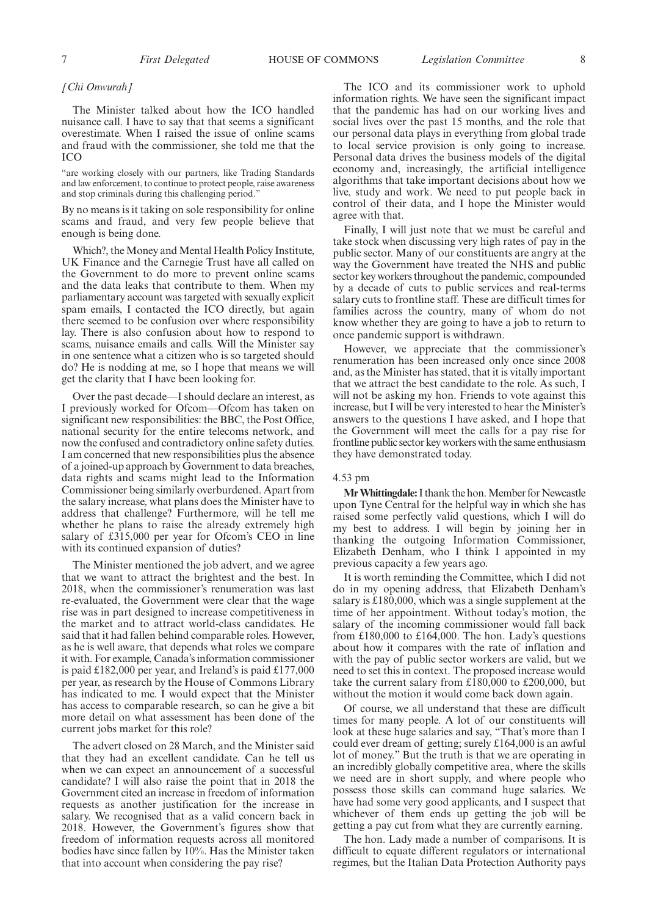*[Chi Onwurah]*

The Minister talked about how the ICO handled nuisance call. I have to say that that seems a significant overestimate. When I raised the issue of online scams and fraud with the commissioner, she told me that the ICO

"are working closely with our partners, like Trading Standards and law enforcement, to continue to protect people, raise awareness and stop criminals during this challenging period."

By no means is it taking on sole responsibility for online scams and fraud, and very few people believe that enough is being done.

Which?, the Money and Mental Health Policy Institute, UK Finance and the Carnegie Trust have all called on the Government to do more to prevent online scams and the data leaks that contribute to them. When my parliamentary account was targeted with sexually explicit spam emails, I contacted the ICO directly, but again there seemed to be confusion over where responsibility lay. There is also confusion about how to respond to scams, nuisance emails and calls. Will the Minister say in one sentence what a citizen who is so targeted should do? He is nodding at me, so I hope that means we will get the clarity that I have been looking for.

Over the past decade—I should declare an interest, as I previously worked for Ofcom—Ofcom has taken on significant new responsibilities: the BBC, the Post Office, national security for the entire telecoms network, and now the confused and contradictory online safety duties. I am concerned that new responsibilities plus the absence of a joined-up approach by Government to data breaches, data rights and scams might lead to the Information Commissioner being similarly overburdened. Apart from the salary increase, what plans does the Minister have to address that challenge? Furthermore, will he tell me whether he plans to raise the already extremely high salary of £315,000 per year for Ofcom's CEO in line with its continued expansion of duties?

The Minister mentioned the job advert, and we agree that we want to attract the brightest and the best. In 2018, when the commissioner's renumeration was last re-evaluated, the Government were clear that the wage rise was in part designed to increase competitiveness in the market and to attract world-class candidates. He said that it had fallen behind comparable roles. However, as he is well aware, that depends what roles we compare it with. For example, Canada's information commissioner is paid £182,000 per year, and Ireland's is paid £177,000 per year, as research by the House of Commons Library has indicated to me. I would expect that the Minister has access to comparable research, so can he give a bit more detail on what assessment has been done of the current jobs market for this role?

The advert closed on 28 March, and the Minister said that they had an excellent candidate. Can he tell us when we can expect an announcement of a successful candidate? I will also raise the point that in 2018 the Government cited an increase in freedom of information requests as another justification for the increase in salary. We recognised that as a valid concern back in 2018. However, the Government's figures show that freedom of information requests across all monitored bodies have since fallen by 10%. Has the Minister taken that into account when considering the pay rise?

The ICO and its commissioner work to uphold information rights. We have seen the significant impact that the pandemic has had on our working lives and social lives over the past 15 months, and the role that our personal data plays in everything from global trade to local service provision is only going to increase. Personal data drives the business models of the digital economy and, increasingly, the artificial intelligence algorithms that take important decisions about how we live, study and work. We need to put people back in control of their data, and I hope the Minister would agree with that.

Finally, I will just note that we must be careful and take stock when discussing very high rates of pay in the public sector. Many of our constituents are angry at the way the Government have treated the NHS and public sector key workers throughout the pandemic, compounded by a decade of cuts to public services and real-terms salary cuts to frontline staff. These are difficult times for families across the country, many of whom do not know whether they are going to have a job to return to once pandemic support is withdrawn.

However, we appreciate that the commissioner's renumeration has been increased only once since 2008 and, as the Minister has stated, that it is vitally important that we attract the best candidate to the role. As such, I will not be asking my hon. Friends to vote against this increase, but I will be very interested to hear the Minister's answers to the questions I have asked, and I hope that the Government will meet the calls for a pay rise for frontline public sector key workers with the same enthusiasm they have demonstrated today.

4.53 pm

**Mr Whittingdale:** I thank the hon. Member for Newcastle upon Tyne Central for the helpful way in which she has raised some perfectly valid questions, which I will do my best to address. I will begin by joining her in thanking the outgoing Information Commissioner, Elizabeth Denham, who I think I appointed in my previous capacity a few years ago.

It is worth reminding the Committee, which I did not do in my opening address, that Elizabeth Denham's salary is £180,000, which was a single supplement at the time of her appointment. Without today's motion, the salary of the incoming commissioner would fall back from £180,000 to £164,000. The hon. Lady's questions about how it compares with the rate of inflation and with the pay of public sector workers are valid, but we need to set this in context. The proposed increase would take the current salary from £180,000 to £200,000, but without the motion it would come back down again.

Of course, we all understand that these are difficult times for many people. A lot of our constituents will look at these huge salaries and say, "That's more than I could ever dream of getting; surely £164,000 is an awful lot of money." But the truth is that we are operating in an incredibly globally competitive area, where the skills we need are in short supply, and where people who possess those skills can command huge salaries. We have had some very good applicants, and I suspect that whichever of them ends up getting the job will be getting a pay cut from what they are currently earning.

The hon. Lady made a number of comparisons. It is difficult to equate different regulators or international regimes, but the Italian Data Protection Authority pays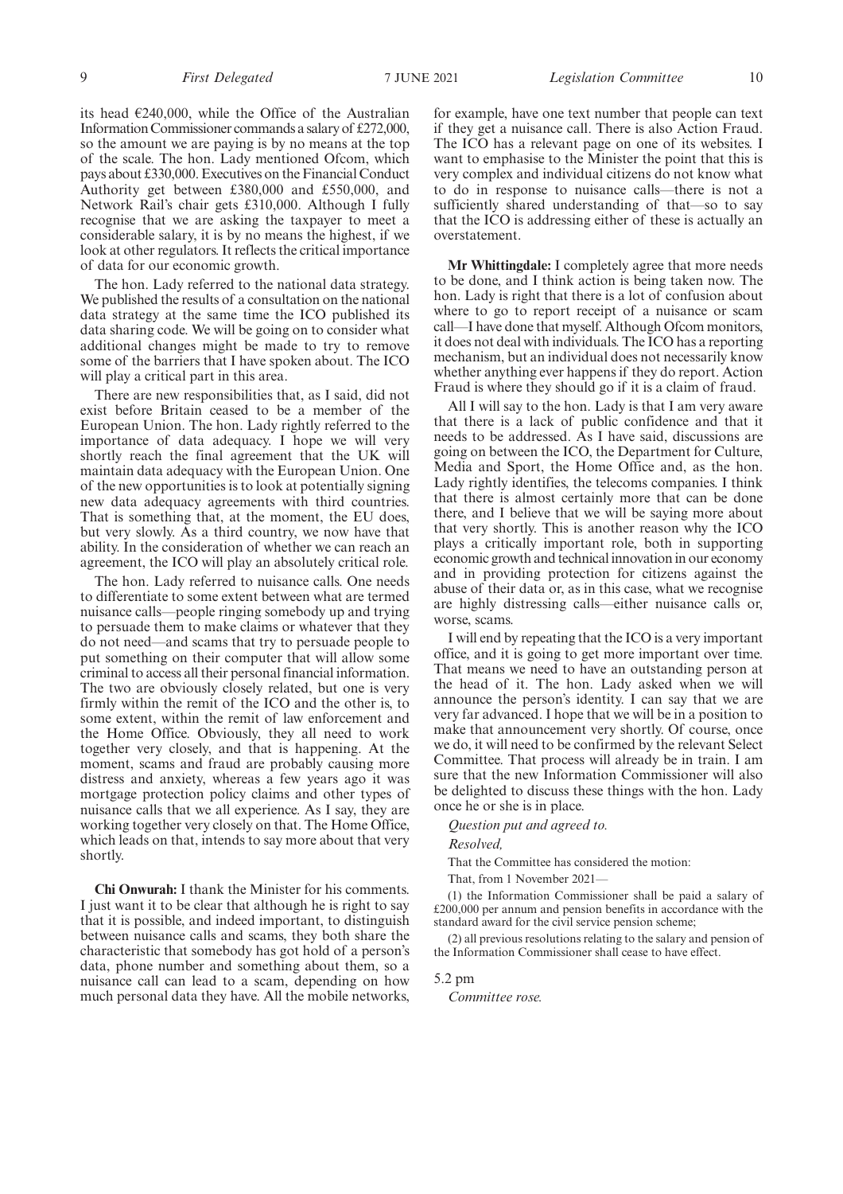its head €240,000, while the Office of the Australian Information Commissioner commands a salary of £272,000, so the amount we are paying is by no means at the top of the scale. The hon. Lady mentioned Ofcom, which pays about £330,000. Executives on the Financial Conduct Authority get between £380,000 and £550,000, and Network Rail's chair gets £310,000. Although I fully recognise that we are asking the taxpayer to meet a considerable salary, it is by no means the highest, if we look at other regulators. It reflects the critical importance of data for our economic growth.

The hon. Lady referred to the national data strategy. We published the results of a consultation on the national data strategy at the same time the ICO published its data sharing code. We will be going on to consider what additional changes might be made to try to remove some of the barriers that I have spoken about. The ICO will play a critical part in this area.

There are new responsibilities that, as I said, did not exist before Britain ceased to be a member of the European Union. The hon. Lady rightly referred to the importance of data adequacy. I hope we will very shortly reach the final agreement that the UK will maintain data adequacy with the European Union. One of the new opportunities is to look at potentially signing new data adequacy agreements with third countries. That is something that, at the moment, the EU does, but very slowly. As a third country, we now have that ability. In the consideration of whether we can reach an agreement, the ICO will play an absolutely critical role.

The hon. Lady referred to nuisance calls. One needs to differentiate to some extent between what are termed nuisance calls—people ringing somebody up and trying to persuade them to make claims or whatever that they do not need—and scams that try to persuade people to put something on their computer that will allow some criminal to access all their personal financial information. The two are obviously closely related, but one is very firmly within the remit of the ICO and the other is, to some extent, within the remit of law enforcement and the Home Office. Obviously, they all need to work together very closely, and that is happening. At the moment, scams and fraud are probably causing more distress and anxiety, whereas a few years ago it was mortgage protection policy claims and other types of nuisance calls that we all experience. As I say, they are working together very closely on that. The Home Office, which leads on that, intends to say more about that very shortly.

**Chi Onwurah:** I thank the Minister for his comments. I just want it to be clear that although he is right to say that it is possible, and indeed important, to distinguish between nuisance calls and scams, they both share the characteristic that somebody has got hold of a person's data, phone number and something about them, so a nuisance call can lead to a scam, depending on how much personal data they have. All the mobile networks, for example, have one text number that people can text if they get a nuisance call. There is also Action Fraud. The ICO has a relevant page on one of its websites. I want to emphasise to the Minister the point that this is very complex and individual citizens do not know what to do in response to nuisance calls—there is not a sufficiently shared understanding of that—so to say that the ICO is addressing either of these is actually an overstatement.

**Mr Whittingdale:** I completely agree that more needs to be done, and I think action is being taken now. The hon. Lady is right that there is a lot of confusion about where to go to report receipt of a nuisance or scam call—I have done that myself. Although Ofcom monitors, it does not deal with individuals. The ICO has a reporting mechanism, but an individual does not necessarily know whether anything ever happens if they do report. Action Fraud is where they should go if it is a claim of fraud.

All I will say to the hon. Lady is that I am very aware that there is a lack of public confidence and that it needs to be addressed. As I have said, discussions are going on between the ICO, the Department for Culture, Media and Sport, the Home Office and, as the hon. Lady rightly identifies, the telecoms companies. I think that there is almost certainly more that can be done there, and I believe that we will be saying more about that very shortly. This is another reason why the ICO plays a critically important role, both in supporting economic growth and technical innovation in our economy and in providing protection for citizens against the abuse of their data or, as in this case, what we recognise are highly distressing calls—either nuisance calls or, worse, scams.

I will end by repeating that the ICO is a very important office, and it is going to get more important over time. That means we need to have an outstanding person at the head of it. The hon. Lady asked when we will announce the person's identity. I can say that we are very far advanced. I hope that we will be in a position to make that announcement very shortly. Of course, once we do, it will need to be confirmed by the relevant Select Committee. That process will already be in train. I am sure that the new Information Commissioner will also be delighted to discuss these things with the hon. Lady once he or she is in place.

*Question put and agreed to.*

*Resolved,*

That the Committee has considered the motion:

That, from 1 November 2021—

(1) the Information Commissioner shall be paid a salary of £200,000 per annum and pension benefits in accordance with the standard award for the civil service pension scheme;

(2) all previous resolutions relating to the salary and pension of the Information Commissioner shall cease to have effect.

5.2 pm

*Committee rose.*